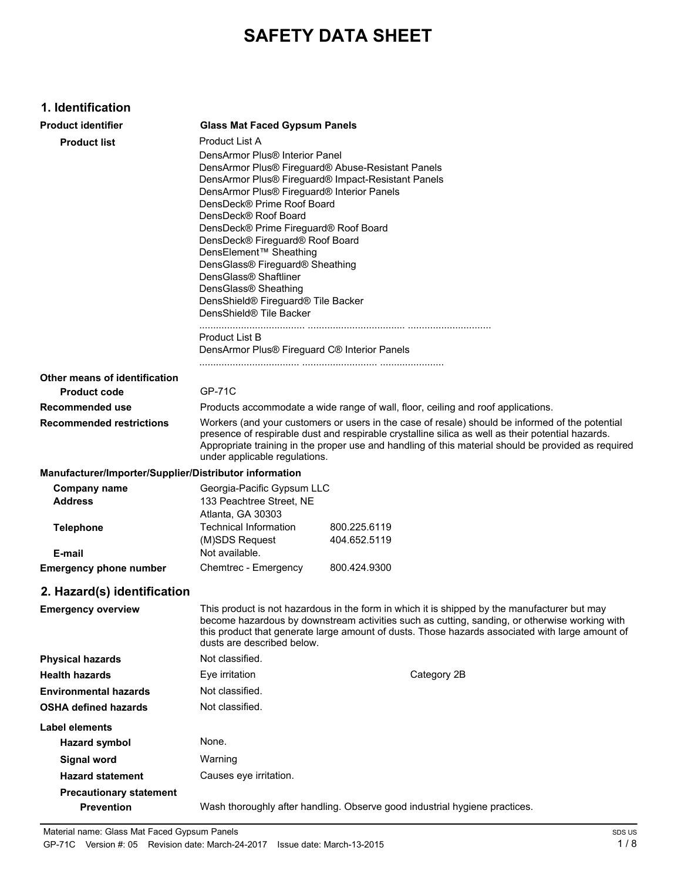# SAFETY DATA SHEET

## 1. Identification

| | |
|---|---|
| **Product identifier** | **Glass Mat Faced Gypsum Panels** |
| **Product list** | Product List A<br>DensArmor Plus® Interior Panel<br>DensArmor Plus® Fireguard® Abuse-Resistant Panels<br>DensArmor Plus® Fireguard® Impact-Resistant Panels<br>DensArmor Plus® Fireguard® Interior Panels<br>DensDeck® Prime Roof Board<br>DensDeck® Roof Board<br>DensDeck® Prime Fireguard® Roof Board<br>DensDeck® Fireguard® Roof Board<br>DensElement™ Sheathing<br>DensGlass® Fireguard® Sheathing<br>DensGlass® Shaftliner<br>DensGlass® Sheathing<br>DensShield® Fireguard® Tile Backer<br>DensShield® Tile Backer<br>...................................... .................................. ..............................<br>Product List B<br>DensArmor Plus® Fireguard C® Interior Panels<br>.................................... ............................ ....................... |
| **Other means of identification** | |
| **Product code** | GP-71C |
| **Recommended use** | Products accommodate a wide range of wall, floor, ceiling and roof applications. |
| **Recommended restrictions** | Workers (and your customers or users in the case of resale) should be informed of the potential presence of respirable dust and respirable crystalline silica as well as their potential hazards. Appropriate training in the proper use and handling of this material should be provided as required under applicable regulations. |

**Manufacturer/Importer/Supplier/Distributor information**

| | | |
|---|---|---|
| **Company name** | Georgia-Pacific Gypsum LLC | |
| **Address** | 133 Peachtree Street, NE<br>Atlanta, GA 30303 | |
| **Telephone** | Technical Information | 800.225.6119 |
| | (M)SDS Request | 404.652.5119 |
| **E-mail** | Not available. | |
| **Emergency phone number** | Chemtrec - Emergency | 800.424.9300 |

## 2. Hazard(s) identification

| | | |
|---|---|---|
| **Emergency overview** | This product is not hazardous in the form in which it is shipped by the manufacturer but may become hazardous by downstream activities such as cutting, sanding, or otherwise working with this product that generate large amount of dusts. Those hazards associated with large amount of dusts are described below. | |
| **Physical hazards** | Not classified. | |
| **Health hazards** | Eye irritation | Category 2B |
| **Environmental hazards** | Not classified. | |
| **OSHA defined hazards** | Not classified. | |

**Label elements**

| | |
|---|---|
| **Hazard symbol** | None. |
| **Signal word** | Warning |
| **Hazard statement** | Causes eye irritation. |
| **Precautionary statement** | |
| **Prevention** | Wash thoroughly after handling. Observe good industrial hygiene practices. |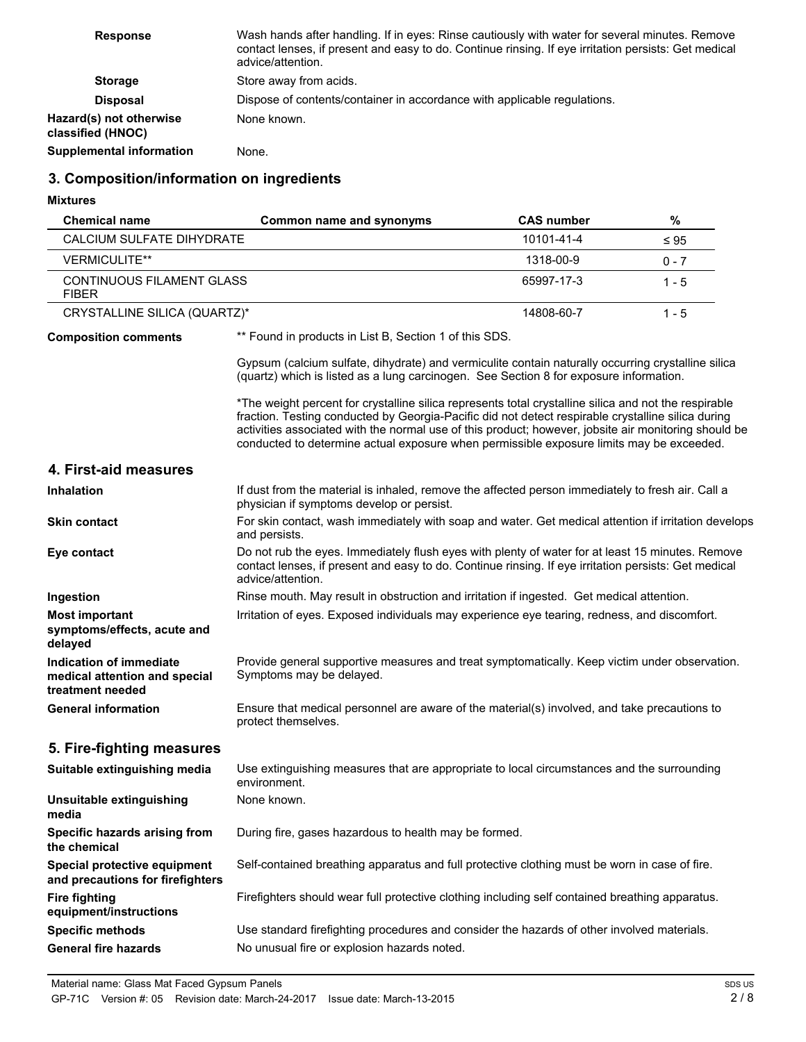| | |
|---|---|
| **Response** | Wash hands after handling. If in eyes: Rinse cautiously with water for several minutes. Remove contact lenses, if present and easy to do. Continue rinsing. If eye irritation persists: Get medical advice/attention. |
| **Storage** | Store away from acids. |
| **Disposal** | Dispose of contents/container in accordance with applicable regulations. |
| **Hazard(s) not otherwise classified (HNOC)** | None known. |
| **Supplemental information** | None. |

## 3. Composition/information on ingredients

**Mixtures**

| Chemical name | Common name and synonyms | CAS number | % |
|---|---|---|---|
| CALCIUM SULFATE DIHYDRATE | | 10101-41-4 | ≤ 95 |
| VERMICULITE** | | 1318-00-9 | 0 - 7 |
| CONTINUOUS FILAMENT GLASS FIBER | | 65997-17-3 | 1 - 5 |
| CRYSTALLINE SILICA (QUARTZ)* | | 14808-60-7 | 1 - 5 |

**Composition comments**

** Found in products in List B, Section 1 of this SDS.

Gypsum (calcium sulfate, dihydrate) and vermiculite contain naturally occurring crystalline silica (quartz) which is listed as a lung carcinogen. See Section 8 for exposure information.

*The weight percent for crystalline silica represents total crystalline silica and not the respirable fraction. Testing conducted by Georgia-Pacific did not detect respirable crystalline silica during activities associated with the normal use of this product; however, jobsite air monitoring should be conducted to determine actual exposure when permissible exposure limits may be exceeded.

## 4. First-aid measures

| | |
|---|---|
| **Inhalation** | If dust from the material is inhaled, remove the affected person immediately to fresh air. Call a physician if symptoms develop or persist. |
| **Skin contact** | For skin contact, wash immediately with soap and water. Get medical attention if irritation develops and persists. |
| **Eye contact** | Do not rub the eyes. Immediately flush eyes with plenty of water for at least 15 minutes. Remove contact lenses, if present and easy to do. Continue rinsing. If eye irritation persists: Get medical advice/attention. |
| **Ingestion** | Rinse mouth. May result in obstruction and irritation if ingested. Get medical attention. |
| **Most important symptoms/effects, acute and delayed** | Irritation of eyes. Exposed individuals may experience eye tearing, redness, and discomfort. |
| **Indication of immediate medical attention and special treatment needed** | Provide general supportive measures and treat symptomatically. Keep victim under observation. Symptoms may be delayed. |
| **General information** | Ensure that medical personnel are aware of the material(s) involved, and take precautions to protect themselves. |

## 5. Fire-fighting measures

| | |
|---|---|
| **Suitable extinguishing media** | Use extinguishing measures that are appropriate to local circumstances and the surrounding environment. |
| **Unsuitable extinguishing media** | None known. |
| **Specific hazards arising from the chemical** | During fire, gases hazardous to health may be formed. |
| **Special protective equipment and precautions for firefighters** | Self-contained breathing apparatus and full protective clothing must be worn in case of fire. |
| **Fire fighting equipment/instructions** | Firefighters should wear full protective clothing including self contained breathing apparatus. |
| **Specific methods** | Use standard firefighting procedures and consider the hazards of other involved materials. |
| **General fire hazards** | No unusual fire or explosion hazards noted. |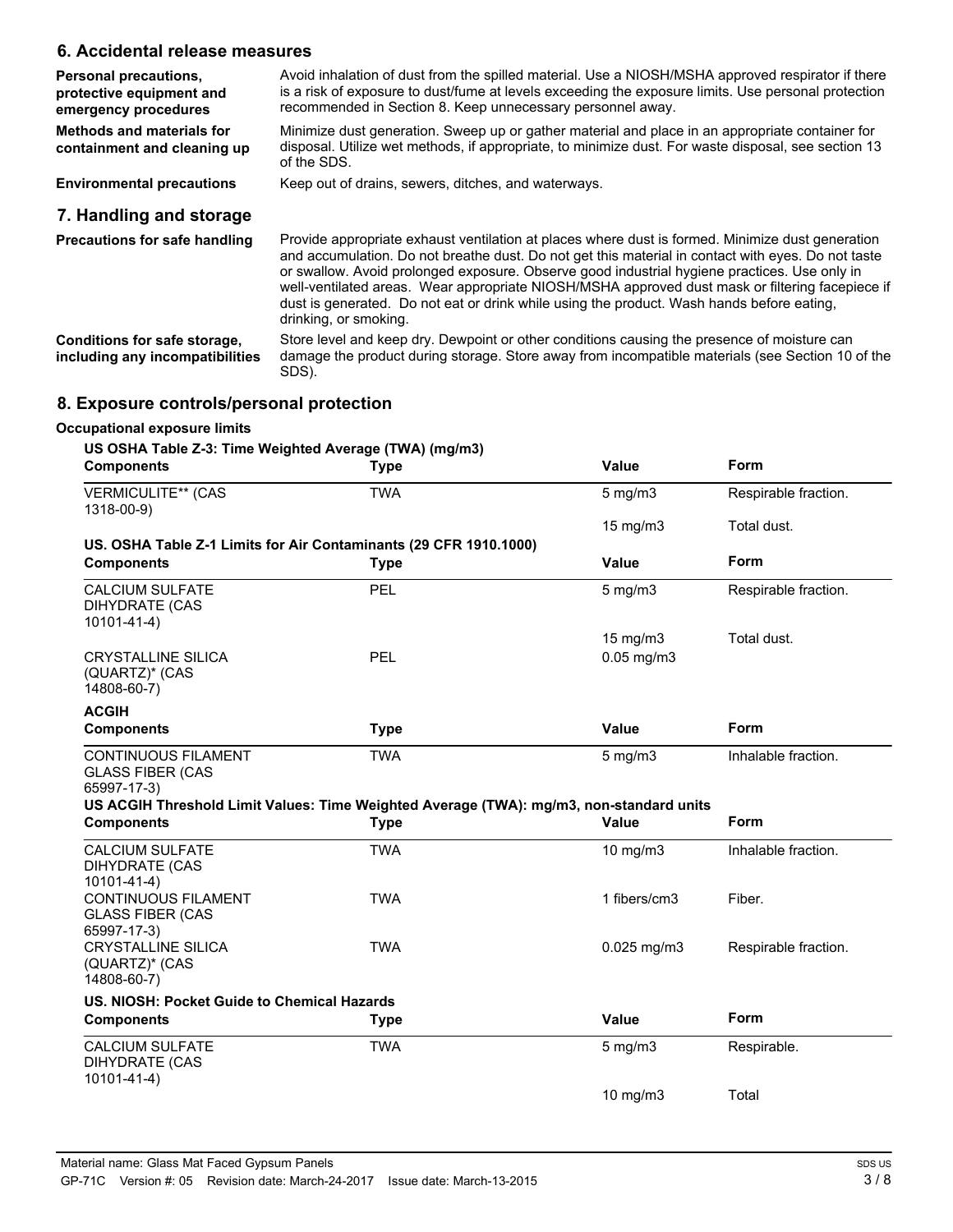## 6. Accidental release measures

**Personal precautions, protective equipment and emergency procedures**
Avoid inhalation of dust from the spilled material. Use a NIOSH/MSHA approved respirator if there is a risk of exposure to dust/fume at levels exceeding the exposure limits. Use personal protection recommended in Section 8. Keep unnecessary personnel away.

**Methods and materials for containment and cleaning up**
Minimize dust generation. Sweep up or gather material and place in an appropriate container for disposal. Utilize wet methods, if appropriate, to minimize dust. For waste disposal, see section 13 of the SDS.

**Environmental precautions**
Keep out of drains, sewers, ditches, and waterways.

## 7. Handling and storage

**Precautions for safe handling**
Provide appropriate exhaust ventilation at places where dust is formed. Minimize dust generation and accumulation. Do not breathe dust. Do not get this material in contact with eyes. Do not taste or swallow. Avoid prolonged exposure. Observe good industrial hygiene practices. Use only in well-ventilated areas. Wear appropriate NIOSH/MSHA approved dust mask or filtering facepiece if dust is generated. Do not eat or drink while using the product. Wash hands before eating, drinking, or smoking.

**Conditions for safe storage, including any incompatibilities**
Store level and keep dry. Dewpoint or other conditions causing the presence of moisture can damage the product during storage. Store away from incompatible materials (see Section 10 of the SDS).

## 8. Exposure controls/personal protection

**Occupational exposure limits**

**US OSHA Table Z-3: Time Weighted Average (TWA) (mg/m3)**

| Components | Type | Value | Form |
|---|---|---|---|
| VERMICULITE** (CAS 1318-00-9) | TWA | 5 mg/m3 | Respirable fraction. |
| | | 15 mg/m3 | Total dust. |

**US. OSHA Table Z-1 Limits for Air Contaminants (29 CFR 1910.1000)**

| Components | Type | Value | Form |
|---|---|---|---|
| CALCIUM SULFATE DIHYDRATE (CAS 10101-41-4) | PEL | 5 mg/m3 | Respirable fraction. |
| | | 15 mg/m3 | Total dust. |
| CRYSTALLINE SILICA (QUARTZ)* (CAS 14808-60-7) | PEL | 0.05 mg/m3 | |

**ACGIH**

| Components | Type | Value | Form |
|---|---|---|---|
| CONTINUOUS FILAMENT GLASS FIBER (CAS 65997-17-3) | TWA | 5 mg/m3 | Inhalable fraction. |

**US ACGIH Threshold Limit Values: Time Weighted Average (TWA): mg/m3, non-standard units**

| Components | Type | Value | Form |
|---|---|---|---|
| CALCIUM SULFATE DIHYDRATE (CAS 10101-41-4) | TWA | 10 mg/m3 | Inhalable fraction. |
| CONTINUOUS FILAMENT GLASS FIBER (CAS 65997-17-3) | TWA | 1 fibers/cm3 | Fiber. |
| CRYSTALLINE SILICA (QUARTZ)* (CAS 14808-60-7) | TWA | 0.025 mg/m3 | Respirable fraction. |

**US. NIOSH: Pocket Guide to Chemical Hazards**

| Components | Type | Value | Form |
|---|---|---|---|
| CALCIUM SULFATE DIHYDRATE (CAS 10101-41-4) | TWA | 5 mg/m3 | Respirable. |
| | | 10 mg/m3 | Total |

Material name: Glass Mat Faced Gypsum Panels
GP-71C Version #: 05 Revision date: March-24-2017 Issue date: March-13-2015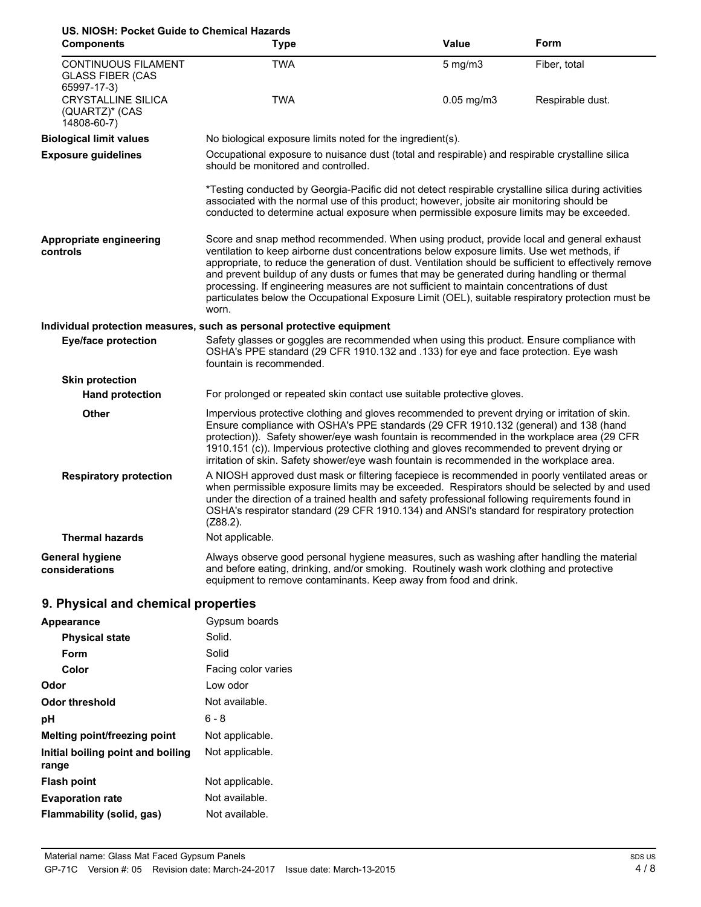**US. NIOSH: Pocket Guide to Chemical Hazards**

| Components | Type | Value | Form |
|---|---|---|---|
| CONTINUOUS FILAMENT GLASS FIBER (CAS 65997-17-3) | TWA | 5 mg/m3 | Fiber, total |
| CRYSTALLINE SILICA (QUARTZ)* (CAS 14808-60-7) | TWA | 0.05 mg/m3 | Respirable dust. |

**Biological limit values**

No biological exposure limits noted for the ingredient(s).

**Exposure guidelines**

Occupational exposure to nuisance dust (total and respirable) and respirable crystalline silica should be monitored and controlled.

*Testing conducted by Georgia-Pacific did not detect respirable crystalline silica during activities associated with the normal use of this product; however, jobsite air monitoring should be conducted to determine actual exposure when permissible exposure limits may be exceeded.

**Appropriate engineering controls**

Score and snap method recommended. When using product, provide local and general exhaust ventilation to keep airborne dust concentrations below exposure limits. Use wet methods, if appropriate, to reduce the generation of dust. Ventilation should be sufficient to effectively remove and prevent buildup of any dusts or fumes that may be generated during handling or thermal processing. If engineering measures are not sufficient to maintain concentrations of dust particulates below the Occupational Exposure Limit (OEL), suitable respiratory protection must be worn.

**Individual protection measures, such as personal protective equipment**

**Eye/face protection**

Safety glasses or goggles are recommended when using this product. Ensure compliance with OSHA's PPE standard (29 CFR 1910.132 and .133) for eye and face protection. Eye wash fountain is recommended.

**Skin protection**

**Hand protection**

For prolonged or repeated skin contact use suitable protective gloves.

**Other**

Impervious protective clothing and gloves recommended to prevent drying or irritation of skin. Ensure compliance with OSHA's PPE standards (29 CFR 1910.132 (general) and 138 (hand protection)). Safety shower/eye wash fountain is recommended in the workplace area (29 CFR 1910.151 (c)). Impervious protective clothing and gloves recommended to prevent drying or irritation of skin. Safety shower/eye wash fountain is recommended in the workplace area.

**Respiratory protection**

A NIOSH approved dust mask or filtering facepiece is recommended in poorly ventilated areas or when permissible exposure limits may be exceeded. Respirators should be selected by and used under the direction of a trained health and safety professional following requirements found in OSHA's respirator standard (29 CFR 1910.134) and ANSI's standard for respiratory protection (Z88.2).

**Thermal hazards**

Not applicable.

**General hygiene considerations**

Always observe good personal hygiene measures, such as washing after handling the material and before eating, drinking, and/or smoking. Routinely wash work clothing and protective equipment to remove contaminants. Keep away from food and drink.

## 9. Physical and chemical properties

| | |
|---|---|
| **Appearance** | Gypsum boards |
| **Physical state** | Solid. |
| **Form** | Solid |
| **Color** | Facing color varies |
| **Odor** | Low odor |
| **Odor threshold** | Not available. |
| **pH** | 6 - 8 |
| **Melting point/freezing point** | Not applicable. |
| **Initial boiling point and boiling range** | Not applicable. |
| **Flash point** | Not applicable. |
| **Evaporation rate** | Not available. |
| **Flammability (solid, gas)** | Not available. |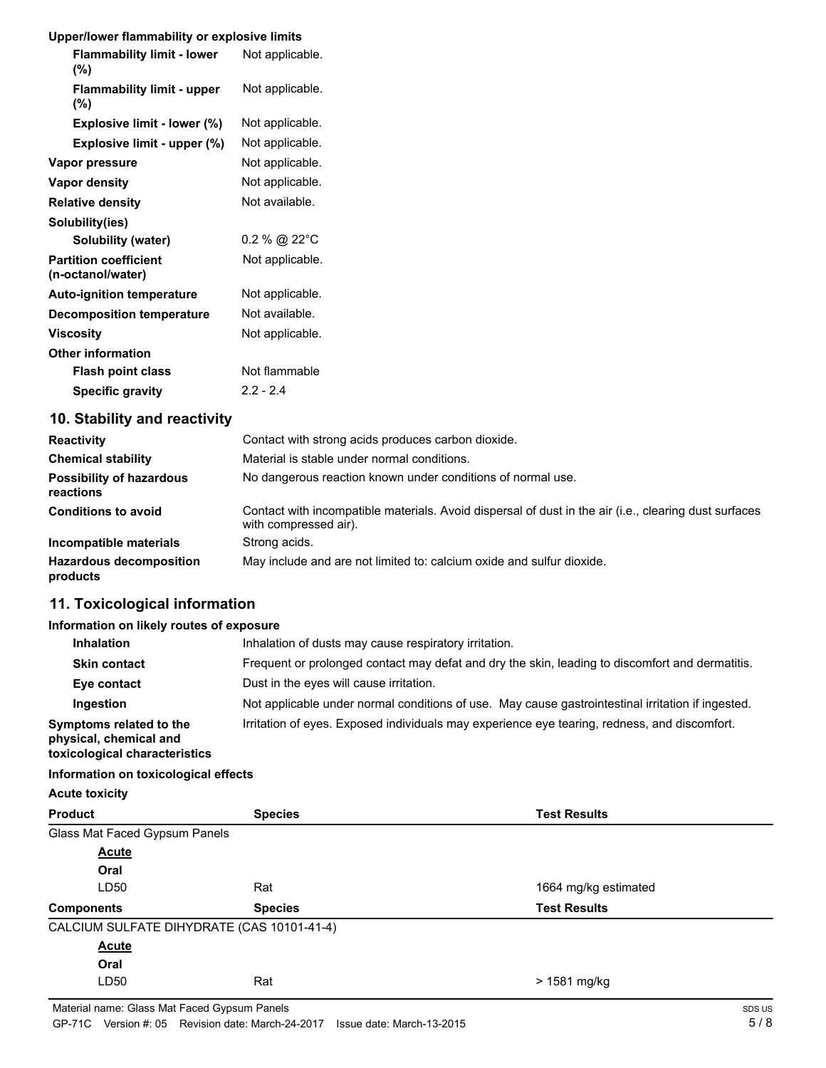**Upper/lower flammability or explosive limits**

| | |
|---|---|
| **Flammability limit - lower (%)** | Not applicable. |
| **Flammability limit - upper (%)** | Not applicable. |
| **Explosive limit - lower (%)** | Not applicable. |
| **Explosive limit - upper (%)** | Not applicable. |
| **Vapor pressure** | Not applicable. |
| **Vapor density** | Not applicable. |
| **Relative density** | Not available. |
| **Solubility(ies)** | |
| **Solubility (water)** | 0.2 % @ 22°C |
| **Partition coefficient (n-octanol/water)** | Not applicable. |
| **Auto-ignition temperature** | Not applicable. |
| **Decomposition temperature** | Not available. |
| **Viscosity** | Not applicable. |
| **Other information** | |
| **Flash point class** | Not flammable |
| **Specific gravity** | 2.2 - 2.4 |

## 10. Stability and reactivity

| | |
|---|---|
| **Reactivity** | Contact with strong acids produces carbon dioxide. |
| **Chemical stability** | Material is stable under normal conditions. |
| **Possibility of hazardous reactions** | No dangerous reaction known under conditions of normal use. |
| **Conditions to avoid** | Contact with incompatible materials. Avoid dispersal of dust in the air (i.e., clearing dust surfaces with compressed air). |
| **Incompatible materials** | Strong acids. |
| **Hazardous decomposition products** | May include and are not limited to: calcium oxide and sulfur dioxide. |

## 11. Toxicological information

**Information on likely routes of exposure**

| | |
|---|---|
| **Inhalation** | Inhalation of dusts may cause respiratory irritation. |
| **Skin contact** | Frequent or prolonged contact may defat and dry the skin, leading to discomfort and dermatitis. |
| **Eye contact** | Dust in the eyes will cause irritation. |
| **Ingestion** | Not applicable under normal conditions of use. May cause gastrointestinal irritation if ingested. |
| **Symptoms related to the physical, chemical and toxicological characteristics** | Irritation of eyes. Exposed individuals may experience eye tearing, redness, and discomfort. |

**Information on toxicological effects**

**Acute toxicity**

| Product | Species | Test Results |
|---|---|---|
| Glass Mat Faced Gypsum Panels | | |
| **Acute** | | |
| **Oral** | | |
| LD50 | Rat | 1664 mg/kg estimated |
| **Components** | **Species** | **Test Results** |
| CALCIUM SULFATE DIHYDRATE (CAS 10101-41-4) | | |
| **Acute** | | |
| **Oral** | | |
| LD50 | Rat | > 1581 mg/kg |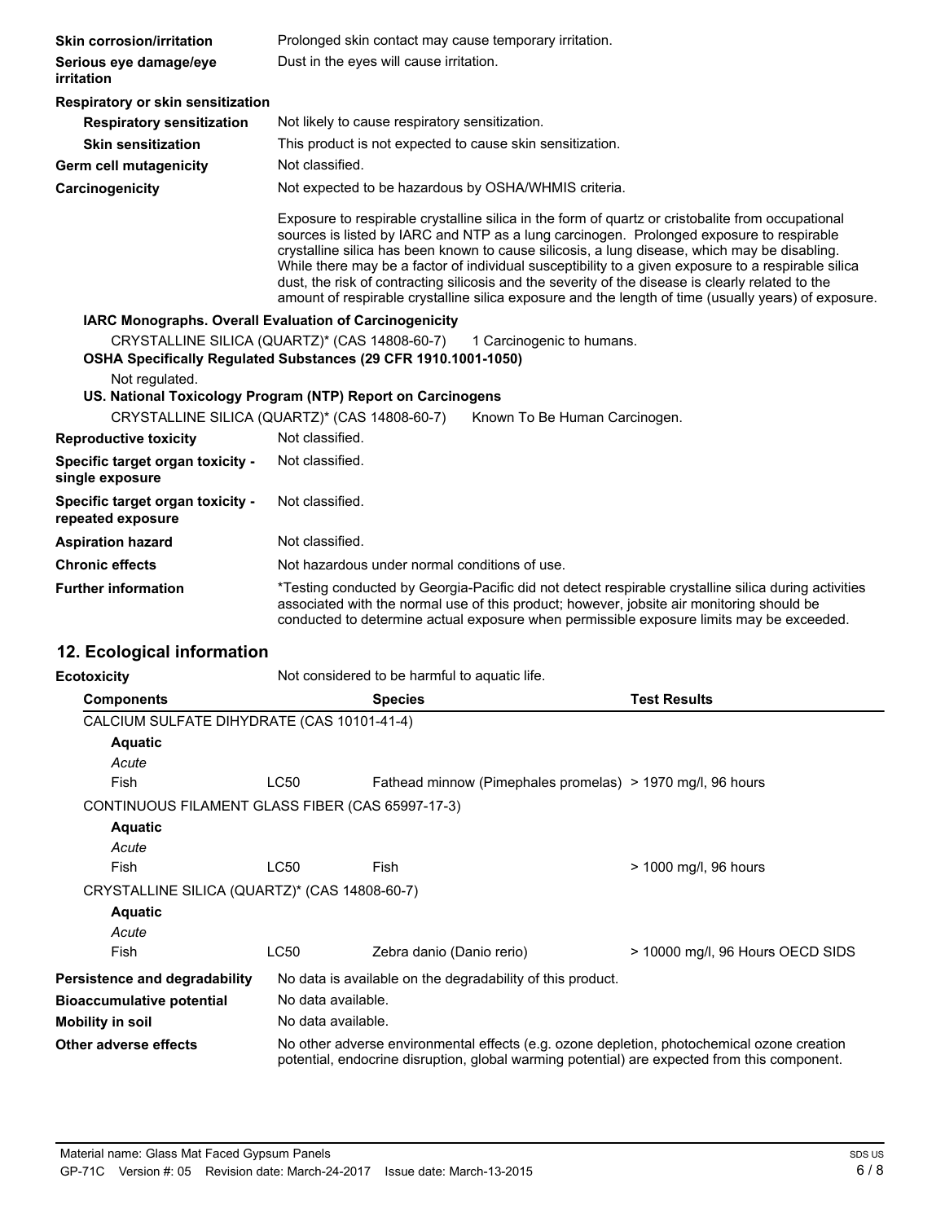**Skin corrosion/irritation** Prolonged skin contact may cause temporary irritation.

**Serious eye damage/eye irritation** Dust in the eyes will cause irritation.

**Respiratory or skin sensitization**

**Respiratory sensitization** Not likely to cause respiratory sensitization.

**Skin sensitization** This product is not expected to cause skin sensitization.

**Germ cell mutagenicity** Not classified.

**Carcinogenicity** Not expected to be hazardous by OSHA/WHMIS criteria.

Exposure to respirable crystalline silica in the form of quartz or cristobalite from occupational sources is listed by IARC and NTP as a lung carcinogen. Prolonged exposure to respirable crystalline silica has been known to cause silicosis, a lung disease, which may be disabling. While there may be a factor of individual susceptibility to a given exposure to a respirable silica dust, the risk of contracting silicosis and the severity of the disease is clearly related to the amount of respirable crystalline silica exposure and the length of time (usually years) of exposure.

**IARC Monographs. Overall Evaluation of Carcinogenicity**

CRYSTALLINE SILICA (QUARTZ)* (CAS 14808-60-7) 1 Carcinogenic to humans.

**OSHA Specifically Regulated Substances (29 CFR 1910.1001-1050)**

Not regulated.

**US. National Toxicology Program (NTP) Report on Carcinogens**

CRYSTALLINE SILICA (QUARTZ)* (CAS 14808-60-7) Known To Be Human Carcinogen.

**Reproductive toxicity** Not classified.

**Specific target organ toxicity - single exposure** Not classified.

**Specific target organ toxicity - repeated exposure** Not classified.

**Aspiration hazard** Not classified.

**Chronic effects** Not hazardous under normal conditions of use.

**Further information** *Testing conducted by Georgia-Pacific did not detect respirable crystalline silica during activities associated with the normal use of this product; however, jobsite air monitoring should be conducted to determine actual exposure when permissible exposure limits may be exceeded.

## 12. Ecological information

**Ecotoxicity** Not considered to be harmful to aquatic life.

| Components | | Species | Test Results |
|---|---|---|---|
| CALCIUM SULFATE DIHYDRATE (CAS 10101-41-4) | | | |
| **Aquatic** | | | |
| *Acute* | | | |
| Fish | LC50 | Fathead minnow (Pimephales promelas) | > 1970 mg/l, 96 hours |
| CONTINUOUS FILAMENT GLASS FIBER (CAS 65997-17-3) | | | |
| **Aquatic** | | | |
| *Acute* | | | |
| Fish | LC50 | Fish | > 1000 mg/l, 96 hours |
| CRYSTALLINE SILICA (QUARTZ)* (CAS 14808-60-7) | | | |
| **Aquatic** | | | |
| *Acute* | | | |
| Fish | LC50 | Zebra danio (Danio rerio) | > 10000 mg/l, 96 Hours OECD SIDS |

**Persistence and degradability** No data is available on the degradability of this product.

**Bioaccumulative potential** No data available.

**Mobility in soil** No data available.

**Other adverse effects** No other adverse environmental effects (e.g. ozone depletion, photochemical ozone creation potential, endocrine disruption, global warming potential) are expected from this component.

Material name: Glass Mat Faced Gypsum Panels

GP-71C Version #: 05 Revision date: March-24-2017 Issue date: March-13-2015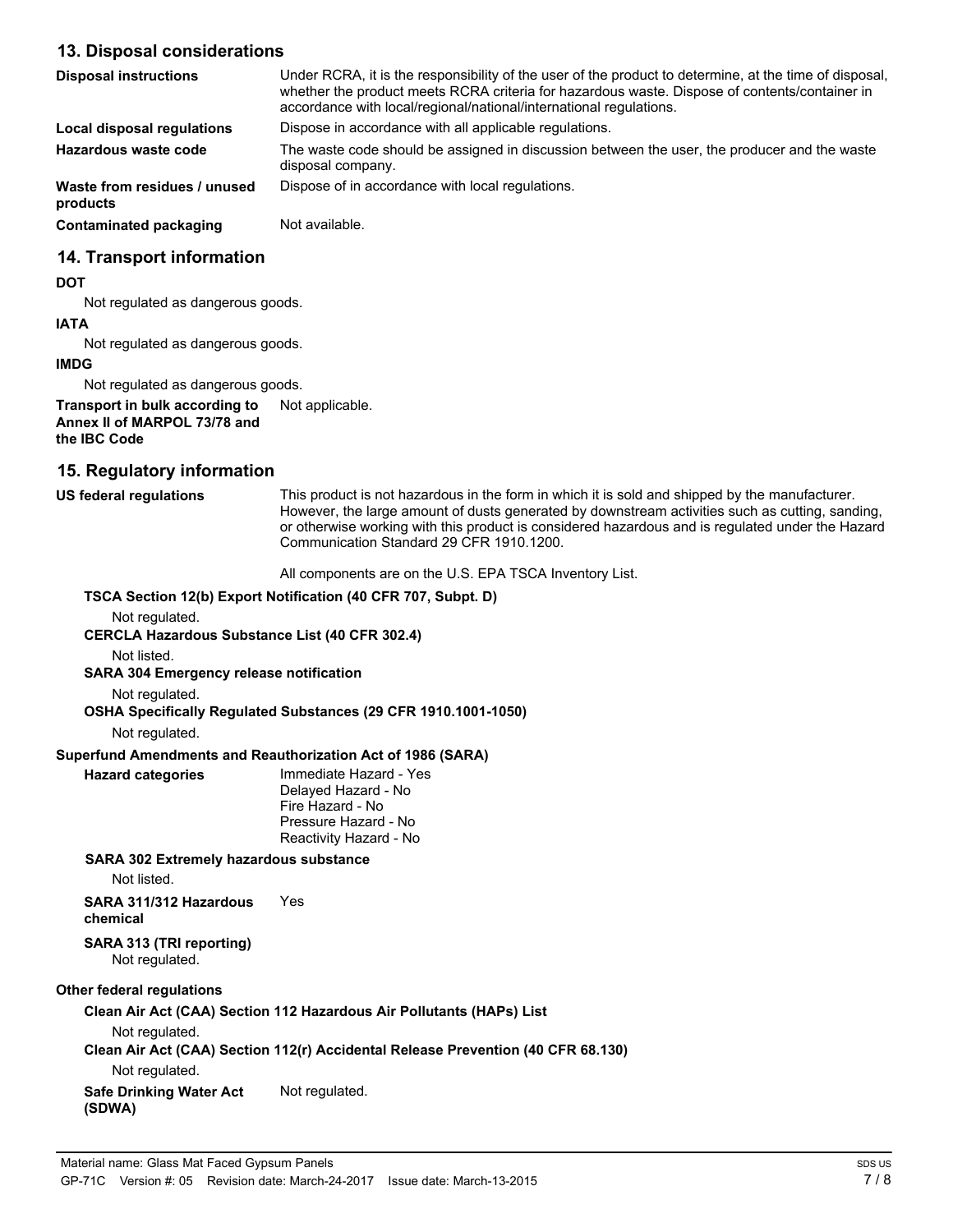## 13. Disposal considerations

| | |
|---|---|
| **Disposal instructions** | Under RCRA, it is the responsibility of the user of the product to determine, at the time of disposal, whether the product meets RCRA criteria for hazardous waste. Dispose of contents/container in accordance with local/regional/national/international regulations. |
| **Local disposal regulations** | Dispose in accordance with all applicable regulations. |
| **Hazardous waste code** | The waste code should be assigned in discussion between the user, the producer and the waste disposal company. |
| **Waste from residues / unused products** | Dispose of in accordance with local regulations. |
| **Contaminated packaging** | Not available. |

## 14. Transport information

**DOT**

Not regulated as dangerous goods.

**IATA**

Not regulated as dangerous goods.

**IMDG**

Not regulated as dangerous goods.

**Transport in bulk according to Annex II of MARPOL 73/78 and the IBC Code** Not applicable.

## 15. Regulatory information

**US federal regulations** This product is not hazardous in the form in which it is sold and shipped by the manufacturer. However, the large amount of dusts generated by downstream activities such as cutting, sanding, or otherwise working with this product is considered hazardous and is regulated under the Hazard Communication Standard 29 CFR 1910.1200.

All components are on the U.S. EPA TSCA Inventory List.

**TSCA Section 12(b) Export Notification (40 CFR 707, Subpt. D)**

Not regulated.

**CERCLA Hazardous Substance List (40 CFR 302.4)**

Not listed.

**SARA 304 Emergency release notification**

Not regulated.

**OSHA Specifically Regulated Substances (29 CFR 1910.1001-1050)**

Not regulated.

**Superfund Amendments and Reauthorization Act of 1986 (SARA)**

**Hazard categories**

Immediate Hazard - Yes
Delayed Hazard - No
Fire Hazard - No
Pressure Hazard - No
Reactivity Hazard - No

**SARA 302 Extremely hazardous substance**

Not listed.

**SARA 311/312 Hazardous chemical** Yes

**SARA 313 (TRI reporting)**

Not regulated.

**Other federal regulations**

**Clean Air Act (CAA) Section 112 Hazardous Air Pollutants (HAPs) List**

Not regulated.

**Clean Air Act (CAA) Section 112(r) Accidental Release Prevention (40 CFR 68.130)**

Not regulated.

**Safe Drinking Water Act (SDWA)** Not regulated.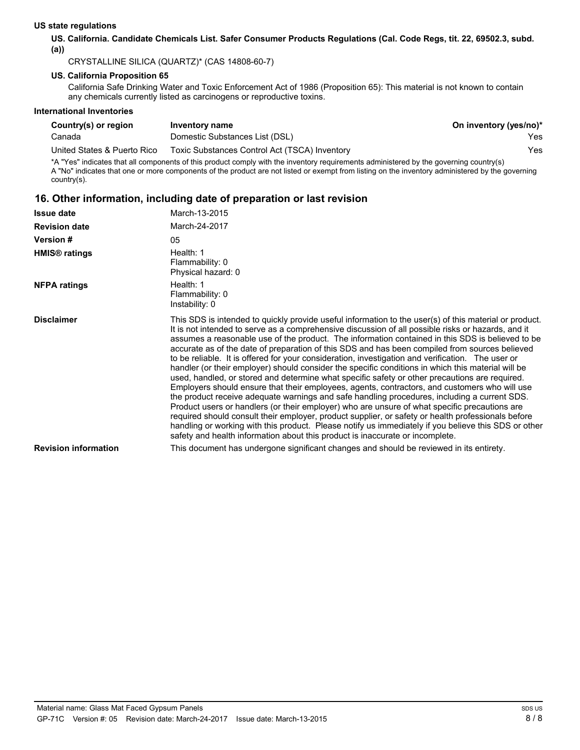**US state regulations**

**US. California. Candidate Chemicals List. Safer Consumer Products Regulations (Cal. Code Regs, tit. 22, 69502.3, subd. (a))**

CRYSTALLINE SILICA (QUARTZ)* (CAS 14808-60-7)

**US. California Proposition 65**

California Safe Drinking Water and Toxic Enforcement Act of 1986 (Proposition 65): This material is not known to contain any chemicals currently listed as carcinogens or reproductive toxins.

**International Inventories**

| Country(s) or region | Inventory name | On inventory (yes/no)* |
|---|---|---|
| Canada | Domestic Substances List (DSL) | Yes |
| United States & Puerto Rico | Toxic Substances Control Act (TSCA) Inventory | Yes |

*A "Yes" indicates that all components of this product comply with the inventory requirements administered by the governing country(s)
A "No" indicates that one or more components of the product are not listed or exempt from listing on the inventory administered by the governing country(s).

## 16. Other information, including date of preparation or last revision

**Issue date** March-13-2015

**Revision date** March-24-2017

**Version #** 05

**HMIS® ratings**
Health: 1
Flammability: 0
Physical hazard: 0

**NFPA ratings**
Health: 1
Flammability: 0
Instability: 0

**Disclaimer**
This SDS is intended to quickly provide useful information to the user(s) of this material or product. It is not intended to serve as a comprehensive discussion of all possible risks or hazards, and it assumes a reasonable use of the product. The information contained in this SDS is believed to be accurate as of the date of preparation of this SDS and has been compiled from sources believed to be reliable. It is offered for your consideration, investigation and verification. The user or handler (or their employer) should consider the specific conditions in which this material will be used, handled, or stored and determine what specific safety or other precautions are required. Employers should ensure that their employees, agents, contractors, and customers who will use the product receive adequate warnings and safe handling procedures, including a current SDS. Product users or handlers (or their employer) who are unsure of what specific precautions are required should consult their employer, product supplier, or safety or health professionals before handling or working with this product. Please notify us immediately if you believe this SDS or other safety and health information about this product is inaccurate or incomplete.

**Revision information**
This document has undergone significant changes and should be reviewed in its entirety.